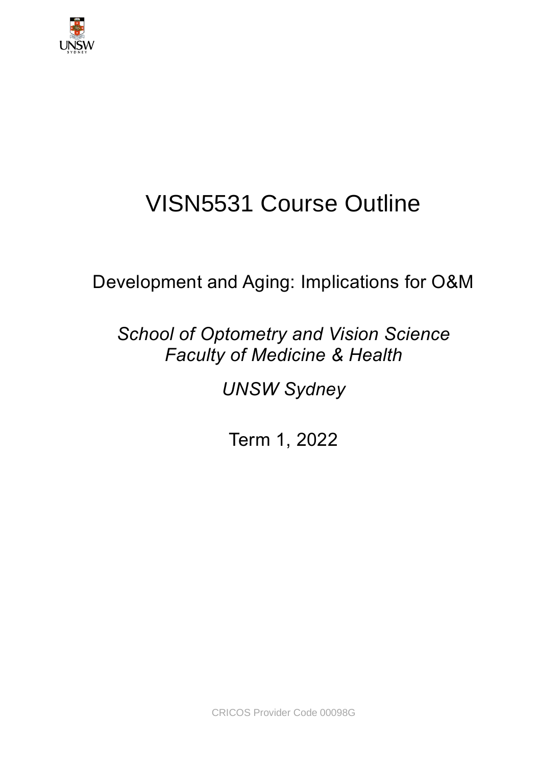# VISN5531 Course Outline

## Development and Aging: Implications for O&M

*School of Optometry and Vision Science*
*Faculty of Medicine & Health*

*UNSW Sydney*

Term 1, 2022

CRICOS Provider Code 00098G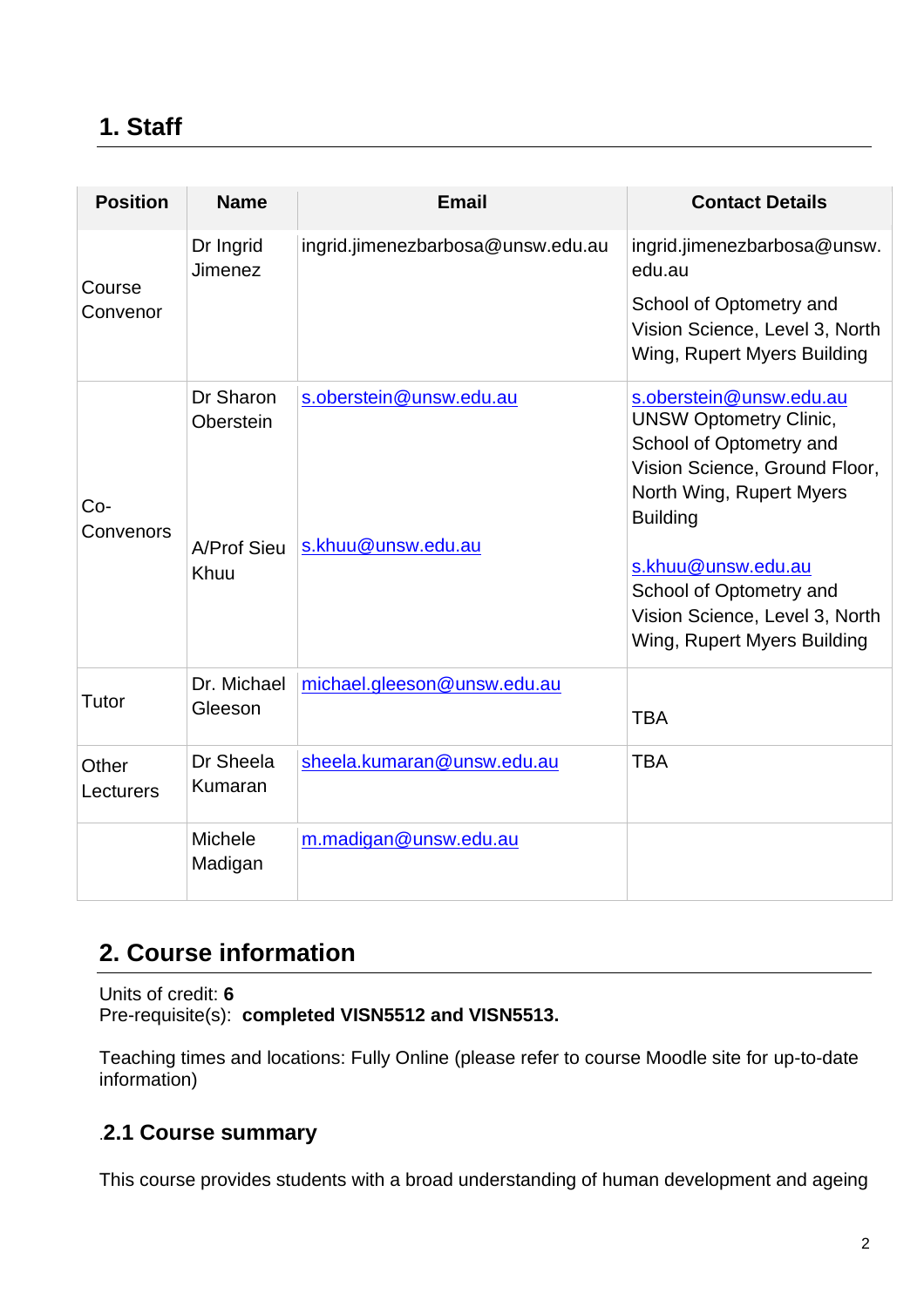## 1. Staff

| Position | Name | Email | Contact Details |
|---|---|---|---|
| Course Convenor | Dr Ingrid Jimenez | ingrid.jimenezbarbosa@unsw.edu.au | ingrid.jimenezbarbosa@unsw.edu.au<br>School of Optometry and Vision Science, Level 3, North Wing, Rupert Myers Building |
| Co-Convenors | Dr Sharon Oberstein<br><br>A/Prof Sieu Khuu | s.oberstein@unsw.edu.au<br><br>s.khuu@unsw.edu.au | s.oberstein@unsw.edu.au<br>UNSW Optometry Clinic, School of Optometry and Vision Science, Ground Floor, North Wing, Rupert Myers Building<br><br>s.khuu@unsw.edu.au<br>School of Optometry and Vision Science, Level 3, North Wing, Rupert Myers Building |
| Tutor | Dr. Michael Gleeson | michael.gleeson@unsw.edu.au | TBA |
| Other Lecturers | Dr Sheela Kumaran | sheela.kumaran@unsw.edu.au | TBA |
| | Michele Madigan | m.madigan@unsw.edu.au | |

## 2. Course information

Units of credit: **6**
Pre-requisite(s): **completed VISN5512 and VISN5513.**

Teaching times and locations: Fully Online (please refer to course Moodle site for up-to-date information)

### 2.1 Course summary

This course provides students with a broad understanding of human development and ageing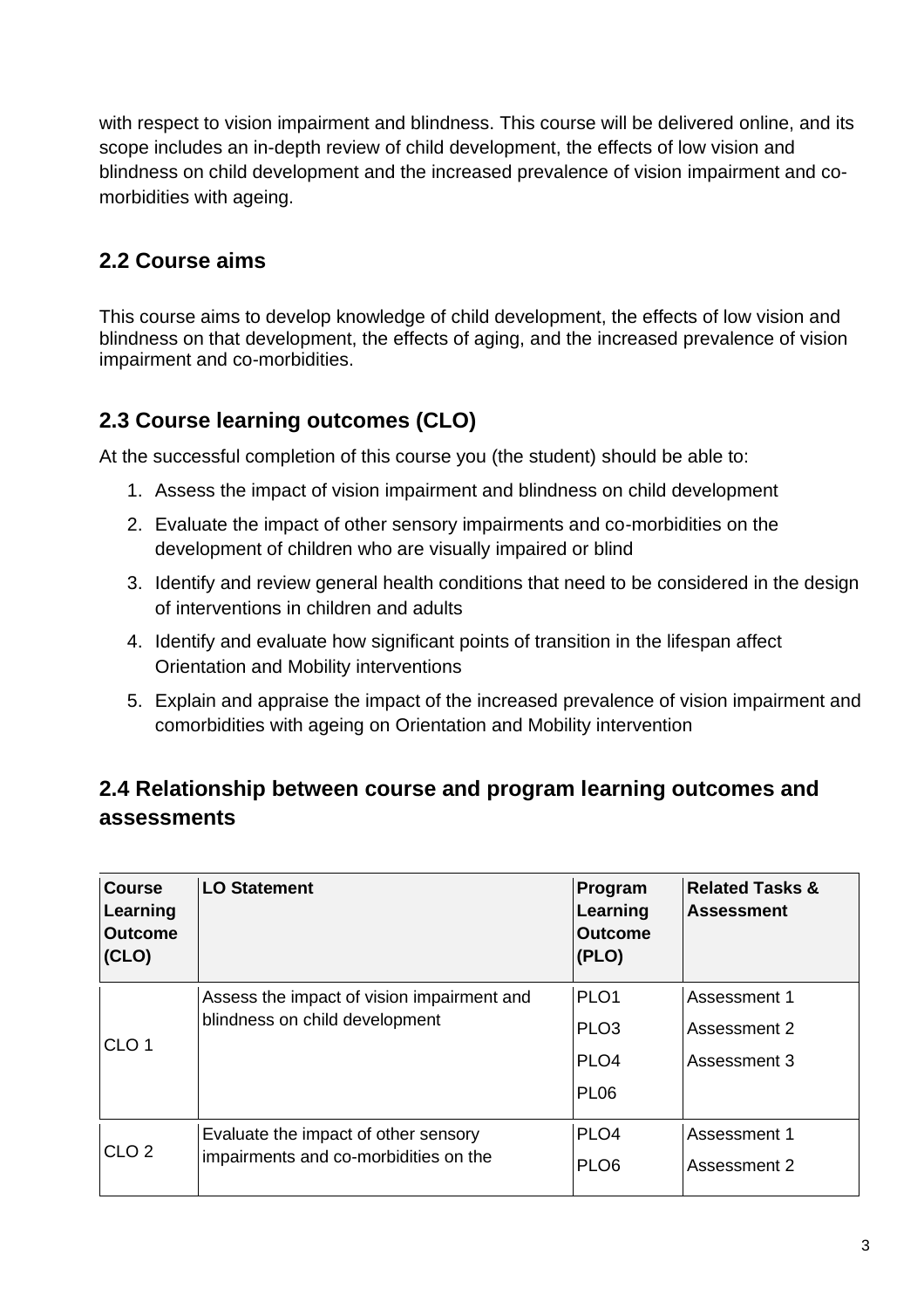with respect to vision impairment and blindness. This course will be delivered online, and its scope includes an in-depth review of child development, the effects of low vision and blindness on child development and the increased prevalence of vision impairment and co-morbidities with ageing.

## 2.2 Course aims

This course aims to develop knowledge of child development, the effects of low vision and blindness on that development, the effects of aging, and the increased prevalence of vision impairment and co-morbidities.

## 2.3 Course learning outcomes (CLO)

At the successful completion of this course you (the student) should be able to:

1. Assess the impact of vision impairment and blindness on child development
2. Evaluate the impact of other sensory impairments and co-morbidities on the development of children who are visually impaired or blind
3. Identify and review general health conditions that need to be considered in the design of interventions in children and adults
4. Identify and evaluate how significant points of transition in the lifespan affect Orientation and Mobility interventions
5. Explain and appraise the impact of the increased prevalence of vision impairment and comorbidities with ageing on Orientation and Mobility intervention

## 2.4 Relationship between course and program learning outcomes and assessments

| Course Learning Outcome (CLO) | LO Statement | Program Learning Outcome (PLO) | Related Tasks & Assessment |
|---|---|---|---|
| CLO 1 | Assess the impact of vision impairment and blindness on child development | PLO1<br>PLO3<br>PLO4<br>PL06 | Assessment 1<br>Assessment 2<br>Assessment 3 |
| CLO 2 | Evaluate the impact of other sensory impairments and co-morbidities on the | PLO4<br>PLO6 | Assessment 1<br>Assessment 2 |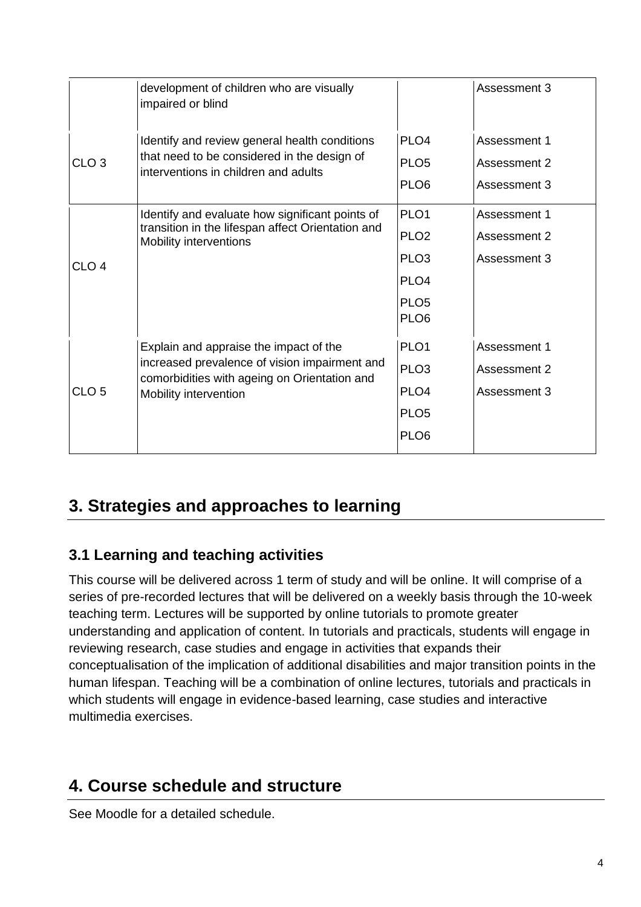| | | | |
|---|---|---|---|
| | development of children who are visually impaired or blind | | Assessment 3 |
| CLO 3 | Identify and review general health conditions that need to be considered in the design of interventions in children and adults | PLO4<br>PLO5<br>PLO6 | Assessment 1<br>Assessment 2<br>Assessment 3 |
| CLO 4 | Identify and evaluate how significant points of transition in the lifespan affect Orientation and Mobility interventions | PLO1<br>PLO2<br>PLO3<br>PLO4<br>PLO5<br>PLO6 | Assessment 1<br>Assessment 2<br>Assessment 3 |
| CLO 5 | Explain and appraise the impact of the increased prevalence of vision impairment and comorbidities with ageing on Orientation and Mobility intervention | PLO1<br>PLO3<br>PLO4<br>PLO5<br>PLO6 | Assessment 1<br>Assessment 2<br>Assessment 3 |

## 3. Strategies and approaches to learning

### 3.1 Learning and teaching activities

This course will be delivered across 1 term of study and will be online. It will comprise of a series of pre-recorded lectures that will be delivered on a weekly basis through the 10-week teaching term. Lectures will be supported by online tutorials to promote greater understanding and application of content. In tutorials and practicals, students will engage in reviewing research, case studies and engage in activities that expands their conceptualisation of the implication of additional disabilities and major transition points in the human lifespan. Teaching will be a combination of online lectures, tutorials and practicals in which students will engage in evidence-based learning, case studies and interactive multimedia exercises.

## 4. Course schedule and structure

See Moodle for a detailed schedule.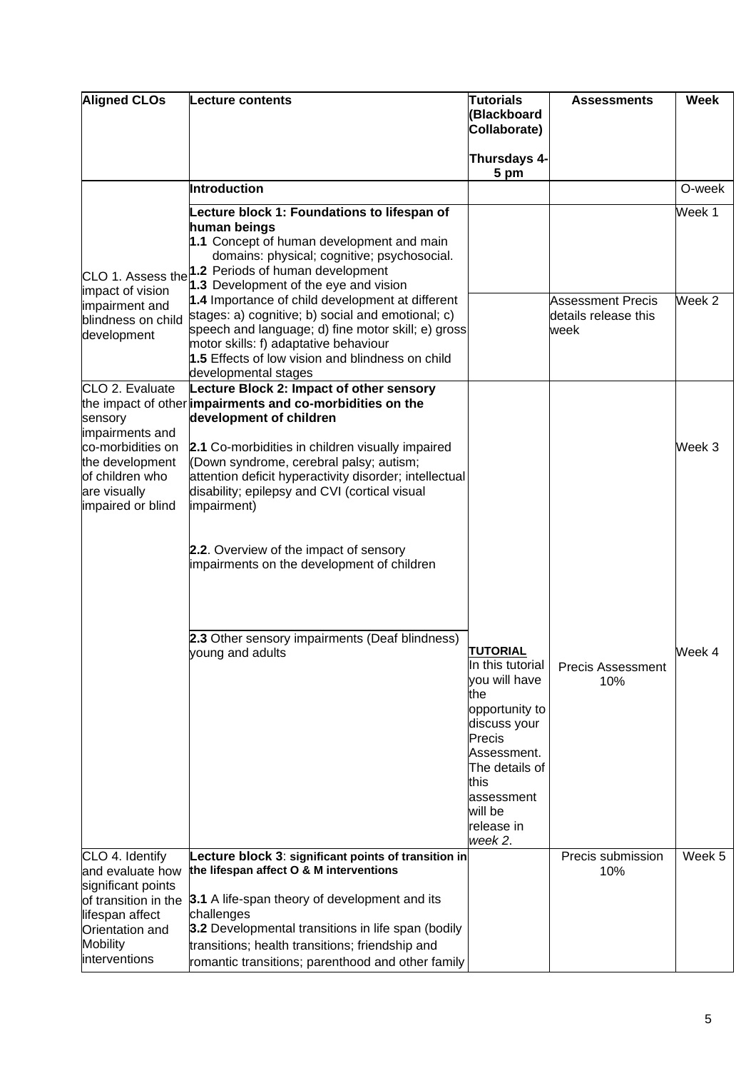| Aligned CLOs | Lecture contents | Tutorials (Blackboard Collaborate)<br><br>Thursdays 4-5 pm | Assessments | Week |
|---|---|---|---|---|
| | **Introduction** | | | O-week |
| CLO 1. Assess the impact of vision impairment and blindness on child development | **Lecture block 1: Foundations to lifespan of human beings**<br>**1.1** Concept of human development and main domains: physical; cognitive; psychosocial.<br>**1.2** Periods of human development<br>**1.3** Development of the eye and vision | | | Week 1 |
| | **1.4** Importance of child development at different stages: a) cognitive; b) social and emotional; c) speech and language; d) fine motor skill; e) gross motor skills: f) adaptative behaviour<br>**1.5** Effects of low vision and blindness on child developmental stages | | Assessment Precis details release this week | Week 2 |
| CLO 2. Evaluate the impact of other sensory impairments and co-morbidities on the development of children who are visually impaired or blind | **Lecture Block 2: Impact of other sensory impairments and co-morbidities on the development of children**<br><br>**2.1** Co-morbidities in children visually impaired (Down syndrome, cerebral palsy; autism; attention deficit hyperactivity disorder; intellectual disability; epilepsy and CVI (cortical visual impairment)<br><br>**2.2**. Overview of the impact of sensory impairments on the development of children | | | Week 3 |
| | **2.3** Other sensory impairments (Deaf blindness) young and adults | **TUTORIAL**<br>In this tutorial you will have the opportunity to discuss your Precis Assessment. The details of this assessment will be release in *week 2*. | Precis Assessment 10% | Week 4 |
| CLO 4. Identify and evaluate how significant points of transition in the lifespan affect Orientation and Mobility interventions | **Lecture block 3**: **significant points of transition in the lifespan affect O & M interventions**<br><br>**3.1** A life-span theory of development and its challenges<br>**3.2** Developmental transitions in life span (bodily transitions; health transitions; friendship and romantic transitions; parenthood and other family | | Precis submission 10% | Week 5 |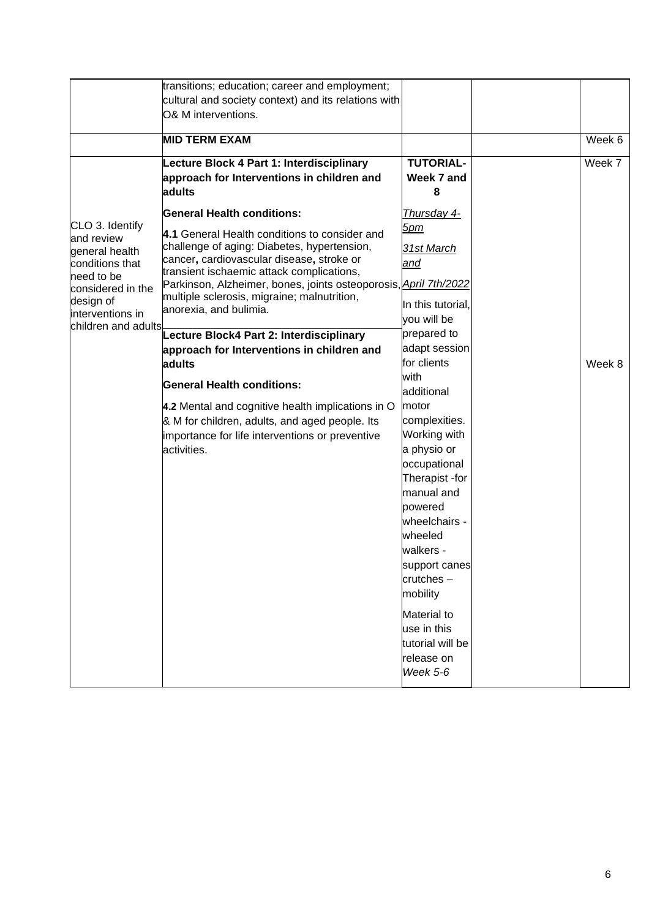| | | | | |
|---|---|---|---|---|
| | transitions; education; career and employment; cultural and society context) and its relations with O& M interventions. | | | |
| | **MID TERM EXAM** | | | Week 6 |
| CLO 3. Identify and review general health conditions that need to be considered in the design of interventions in children and adults | **Lecture Block 4 Part 1: Interdisciplinary approach for Interventions in children and adults**<br><br>**General Health conditions:**<br><br>**4.1** General Health conditions to consider and challenge of aging: Diabetes, hypertension, cancer**,** cardiovascular disease**,** stroke or transient ischaemic attack complications, Parkinson, Alzheimer, bones, joints osteoporosis, multiple sclerosis, migraine; malnutrition, anorexia, and bulimia. | **TUTORIAL- Week 7 and 8**<br><br>*Thursday 4-5pm*<br><br>*31st March and April 7th/2022*<br><br>In this tutorial, you will be prepared to adapt session for clients with additional motor complexities. Working with a physio or occupational Therapist -for manual and powered wheelchairs - wheeled walkers - support canes crutches – mobility<br><br>Material to use in this tutorial will be release on *Week 5-6* | | Week 7 |
| | **Lecture Block4 Part 2: Interdisciplinary approach for Interventions in children and adults**<br><br>**General Health conditions:**<br><br>**4.2** Mental and cognitive health implications in O & M for children, adults, and aged people. Its importance for life interventions or preventive activities. | | | Week 8 |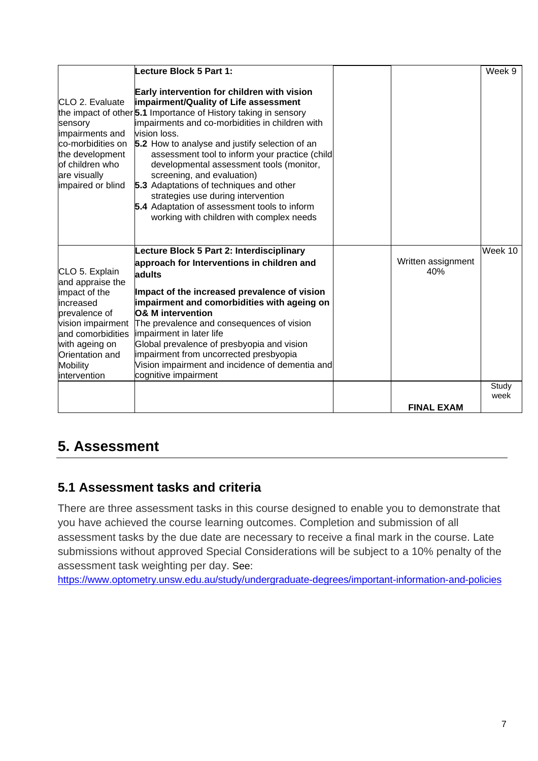| | | | | |
|---|---|---|---|---|
| CLO 2. Evaluate the impact of other sensory impairments and co-morbidities on the development of children who are visually impaired or blind | **Lecture Block 5 Part 1:**<br><br>**Early intervention for children with vision impairment/Quality of Life assessment**<br>**5.1** Importance of History taking in sensory impairments and co-morbidities in children with vision loss.<br>**5.2** How to analyse and justify selection of an assessment tool to inform your practice (child developmental assessment tools (monitor, screening, and evaluation)<br>**5.3** Adaptations of techniques and other strategies use during intervention<br>**5.4** Adaptation of assessment tools to inform working with children with complex needs | | | Week 9 |
| CLO 5. Explain and appraise the impact of the increased prevalence of vision impairment and comorbidities with ageing on Orientation and Mobility intervention | **Lecture Block 5 Part 2: Interdisciplinary approach for Interventions in children and adults**<br><br>**Impact of the increased prevalence of vision impairment and comorbidities with ageing on O& M intervention**<br>The prevalence and consequences of vision impairment in later life<br>Global prevalence of presbyopia and vision impairment from uncorrected presbyopia<br>Vision impairment and incidence of dementia and cognitive impairment | | Written assignment 40% | Week 10 |
| | | | **FINAL EXAM** | Study week |

## 5. Assessment

### 5.1 Assessment tasks and criteria

There are three assessment tasks in this course designed to enable you to demonstrate that you have achieved the course learning outcomes. Completion and submission of all assessment tasks by the due date are necessary to receive a final mark in the course. Late submissions without approved Special Considerations will be subject to a 10% penalty of the assessment task weighting per day. See: https://www.optometry.unsw.edu.au/study/undergraduate-degrees/important-information-and-policies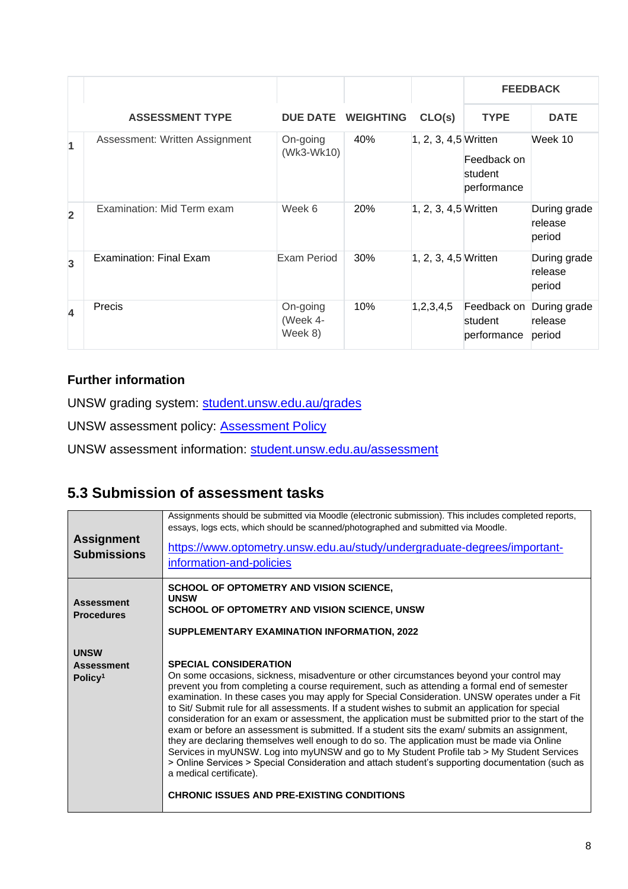| | ASSESSMENT TYPE | DUE DATE | WEIGHTING | CLO(s) | FEEDBACK | |
|---|---|---|---|---|---|---|
| | | | | | TYPE | DATE |
| 1 | Assessment: Written Assignment | On-going (Wk3-Wk10) | 40% | 1, 2, 3, 4,5 | Written<br><br>Feedback on student performance | Week 10 |
| 2 | Examination: Mid Term exam | Week 6 | 20% | 1, 2, 3, 4,5 | Written | During grade release period |
| 3 | Examination: Final Exam | Exam Period | 30% | 1, 2, 3, 4,5 | Written | During grade release period |
| 4 | Precis | On-going (Week 4-Week 8) | 10% | 1,2,3,4,5 | Feedback on student performance | During grade release period |

### Further information

UNSW grading system: [student.unsw.edu.au/grades](student.unsw.edu.au/grades)

UNSW assessment policy: Assessment Policy

UNSW assessment information: [student.unsw.edu.au/assessment](student.unsw.edu.au/assessment)

## 5.3 Submission of assessment tasks

| | |
|---|---|
| **Assignment Submissions** | Assignments should be submitted via Moodle (electronic submission). This includes completed reports, essays, logs ects, which should be scanned/photographed and submitted via Moodle.<br><br>[https://www.optometry.unsw.edu.au/study/undergraduate-degrees/important-information-and-policies](https://www.optometry.unsw.edu.au/study/undergraduate-degrees/important-information-and-policies) |
| **Assessment Procedures**<br><br>**UNSW Assessment Policy**[1] | **SCHOOL OF OPTOMETRY AND VISION SCIENCE, UNSW**<br>**SCHOOL OF OPTOMETRY AND VISION SCIENCE, UNSW**<br><br>**SUPPLEMENTARY EXAMINATION INFORMATION, 2022**<br><br>**SPECIAL CONSIDERATION**<br>On some occasions, sickness, misadventure or other circumstances beyond your control may prevent you from completing a course requirement, such as attending a formal end of semester examination. In these cases you may apply for Special Consideration. UNSW operates under a Fit to Sit/ Submit rule for all assessments. If a student wishes to submit an application for special consideration for an exam or assessment, the application must be submitted prior to the start of the exam or before an assessment is submitted. If a student sits the exam/ submits an assignment, they are declaring themselves well enough to do so. The application must be made via Online Services in myUNSW. Log into myUNSW and go to My Student Profile tab > My Student Services > Online Services > Special Consideration and attach student's supporting documentation (such as a medical certificate).<br><br>**CHRONIC ISSUES AND PRE-EXISTING CONDITIONS** |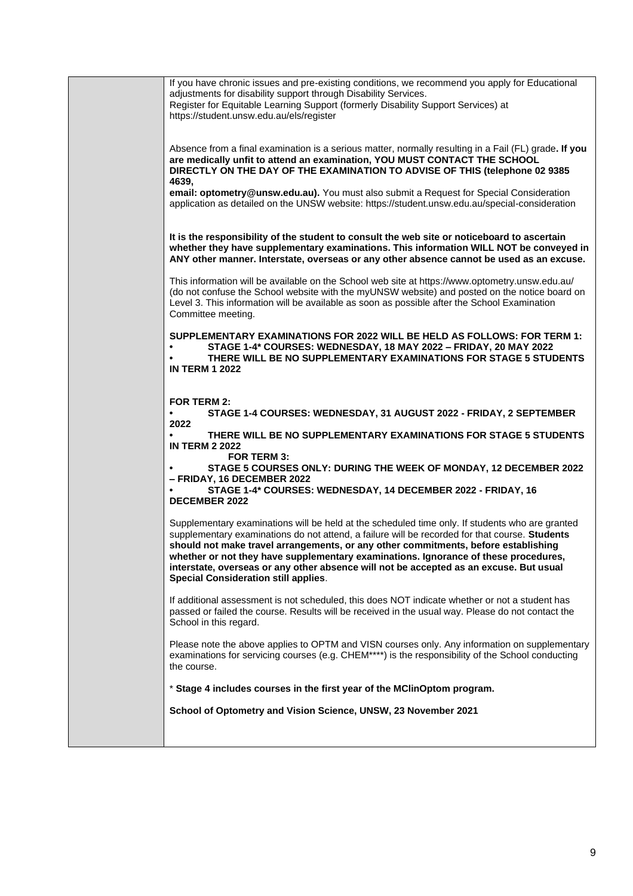If you have chronic issues and pre-existing conditions, we recommend you apply for Educational adjustments for disability support through Disability Services.
Register for Equitable Learning Support (formerly Disability Support Services) at https://student.unsw.edu.au/els/register

Absence from a final examination is a serious matter, normally resulting in a Fail (FL) grade**. If you are medically unfit to attend an examination, YOU MUST CONTACT THE SCHOOL DIRECTLY ON THE DAY OF THE EXAMINATION TO ADVISE OF THIS (telephone 02 9385 4639,**
**email: optometry@unsw.edu.au).** You must also submit a Request for Special Consideration application as detailed on the UNSW website: https://student.unsw.edu.au/special-consideration

**It is the responsibility of the student to consult the web site or noticeboard to ascertain whether they have supplementary examinations. This information WILL NOT be conveyed in ANY other manner. Interstate, overseas or any other absence cannot be used as an excuse.**

This information will be available on the School web site at https://www.optometry.unsw.edu.au/ (do not confuse the School website with the myUNSW website) and posted on the notice board on Level 3. This information will be available as soon as possible after the School Examination Committee meeting.

**SUPPLEMENTARY EXAMINATIONS FOR 2022 WILL BE HELD AS FOLLOWS: FOR TERM 1:**

- **STAGE 1-4* COURSES: WEDNESDAY, 18 MAY 2022 – FRIDAY, 20 MAY 2022**
- **THERE WILL BE NO SUPPLEMENTARY EXAMINATIONS FOR STAGE 5 STUDENTS IN TERM 1 2022**

**FOR TERM 2:**

- **STAGE 1-4 COURSES: WEDNESDAY, 31 AUGUST 2022 - FRIDAY, 2 SEPTEMBER 2022**
- **THERE WILL BE NO SUPPLEMENTARY EXAMINATIONS FOR STAGE 5 STUDENTS IN TERM 2 2022**

**FOR TERM 3:**

- **STAGE 5 COURSES ONLY: DURING THE WEEK OF MONDAY, 12 DECEMBER 2022 – FRIDAY, 16 DECEMBER 2022**
- **STAGE 1-4* COURSES: WEDNESDAY, 14 DECEMBER 2022 - FRIDAY, 16 DECEMBER 2022**

Supplementary examinations will be held at the scheduled time only. If students who are granted supplementary examinations do not attend, a failure will be recorded for that course. **Students should not make travel arrangements, or any other commitments, before establishing whether or not they have supplementary examinations. Ignorance of these procedures, interstate, overseas or any other absence will not be accepted as an excuse. But usual Special Consideration still applies**.

If additional assessment is not scheduled, this does NOT indicate whether or not a student has passed or failed the course. Results will be received in the usual way. Please do not contact the School in this regard.

Please note the above applies to OPTM and VISN courses only. Any information on supplementary examinations for servicing courses (e.g. CHEM****) is the responsibility of the School conducting the course.

\* **Stage 4 includes courses in the first year of the MClinOptom program.**

**School of Optometry and Vision Science, UNSW, 23 November 2021**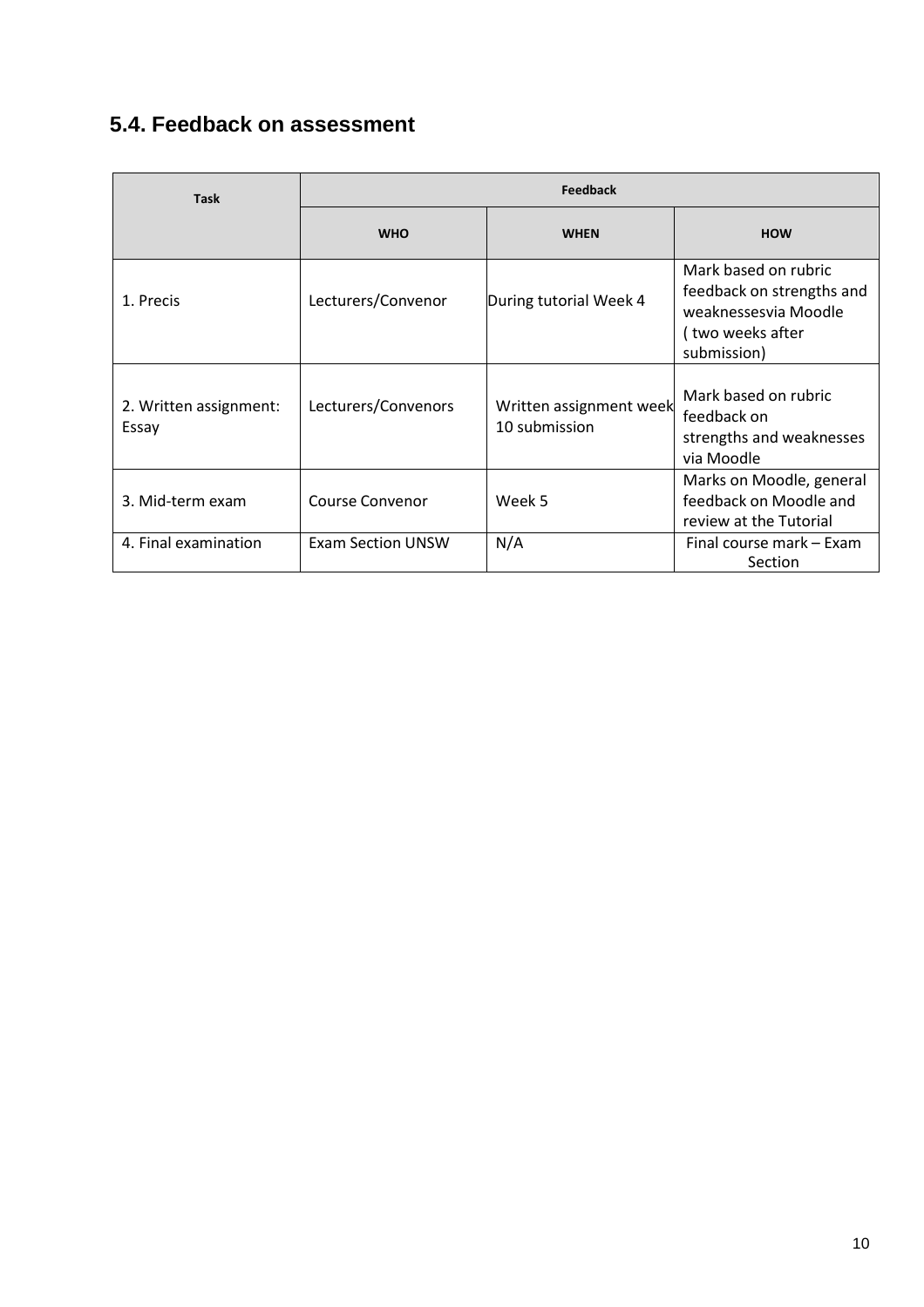## 5.4. Feedback on assessment

| Task | Feedback | | |
|---|---|---|---|
| | **WHO** | **WHEN** | **HOW** |
| 1. Precis | Lecturers/Convenor | During tutorial Week 4 | Mark based on rubric feedback on strengths and weaknessesvia Moodle ( two weeks after submission) |
| 2. Written assignment: Essay | Lecturers/Convenors | Written assignment week 10 submission | Mark based on rubric feedback on strengths and weaknesses via Moodle |
| 3. Mid-term exam | Course Convenor | Week 5 | Marks on Moodle, general feedback on Moodle and review at the Tutorial |
| 4. Final examination | Exam Section UNSW | N/A | Final course mark – Exam Section |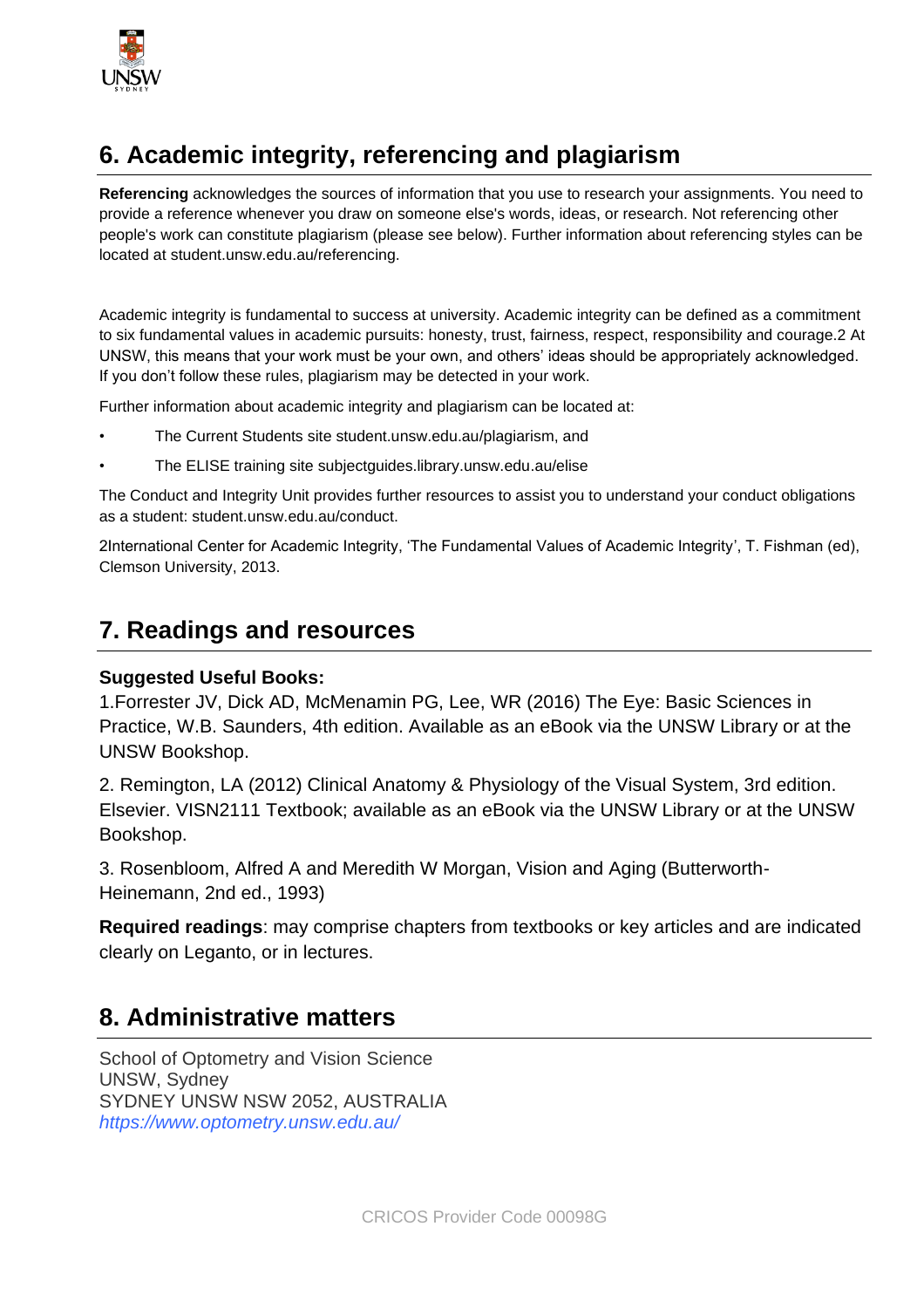## 6. Academic integrity, referencing and plagiarism

**Referencing** acknowledges the sources of information that you use to research your assignments. You need to provide a reference whenever you draw on someone else's words, ideas, or research. Not referencing other people's work can constitute plagiarism (please see below). Further information about referencing styles can be located at student.unsw.edu.au/referencing.

Academic integrity is fundamental to success at university. Academic integrity can be defined as a commitment to six fundamental values in academic pursuits: honesty, trust, fairness, respect, responsibility and courage.[2] At UNSW, this means that your work must be your own, and others' ideas should be appropriately acknowledged. If you don't follow these rules, plagiarism may be detected in your work.

Further information about academic integrity and plagiarism can be located at:

- The Current Students site student.unsw.edu.au/plagiarism, and
- The ELISE training site subjectguides.library.unsw.edu.au/elise

The Conduct and Integrity Unit provides further resources to assist you to understand your conduct obligations as a student: student.unsw.edu.au/conduct.

[2]International Center for Academic Integrity, 'The Fundamental Values of Academic Integrity', T. Fishman (ed), Clemson University, 2013.

## 7. Readings and resources

**Suggested Useful Books:**

1.Forrester JV, Dick AD, McMenamin PG, Lee, WR (2016) The Eye: Basic Sciences in Practice, W.B. Saunders, 4th edition. Available as an eBook via the UNSW Library or at the UNSW Bookshop.

2. Remington, LA (2012) Clinical Anatomy & Physiology of the Visual System, 3rd edition. Elsevier. VISN2111 Textbook; available as an eBook via the UNSW Library or at the UNSW Bookshop.

3. Rosenbloom, Alfred A and Meredith W Morgan, Vision and Aging (Butterworth-Heinemann, 2nd ed., 1993)

**Required readings**: may comprise chapters from textbooks or key articles and are indicated clearly on Leganto, or in lectures.

## 8. Administrative matters

School of Optometry and Vision Science
UNSW, Sydney
SYDNEY UNSW NSW 2052, AUSTRALIA
*https://www.optometry.unsw.edu.au/*

CRICOS Provider Code 00098G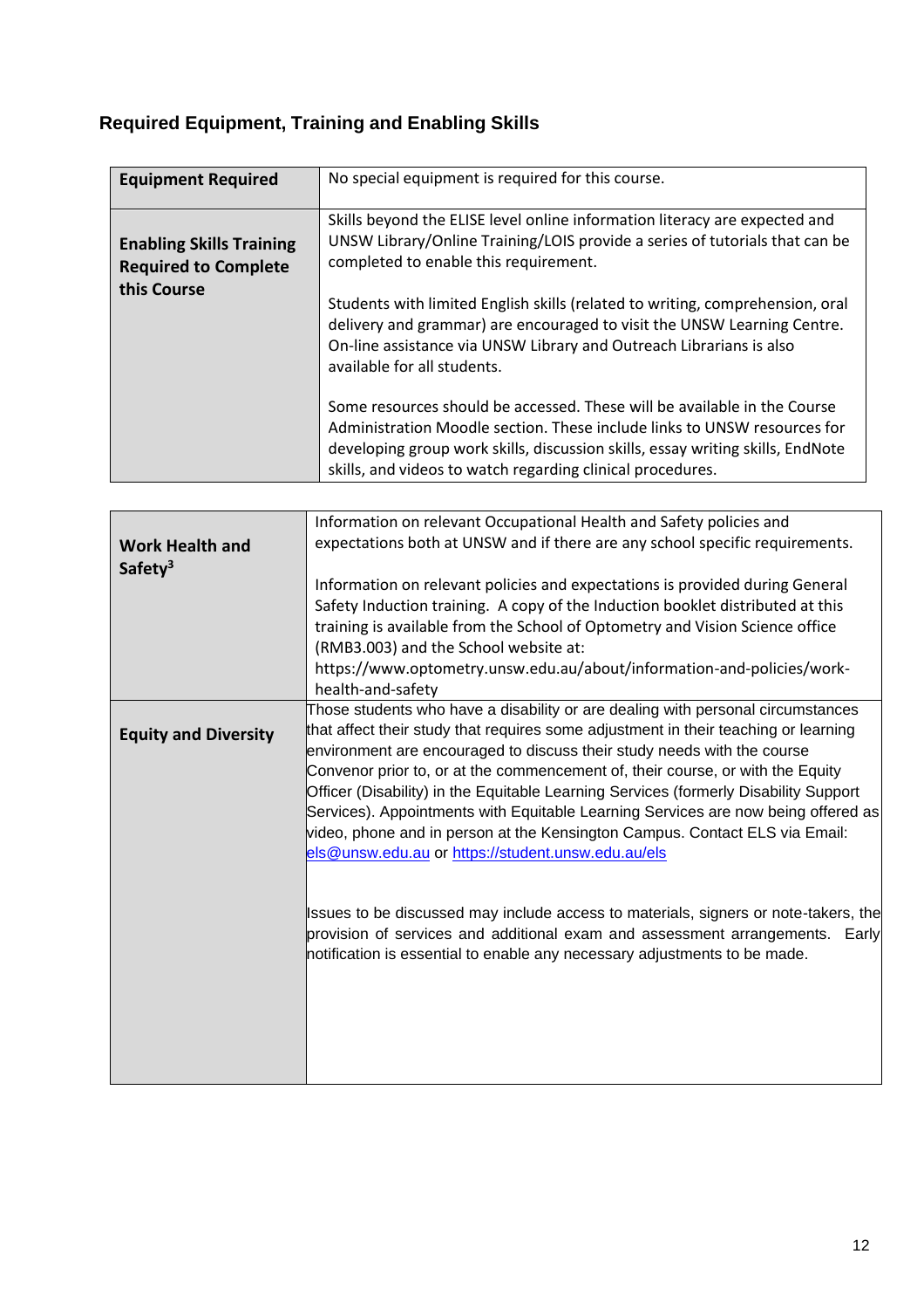## Required Equipment, Training and Enabling Skills

| Equipment Required | No special equipment is required for this course. |
|---|---|
| **Enabling Skills Training Required to Complete this Course** | Skills beyond the ELISE level online information literacy are expected and UNSW Library/Online Training/LOIS provide a series of tutorials that can be completed to enable this requirement.<br><br>Students with limited English skills (related to writing, comprehension, oral delivery and grammar) are encouraged to visit the UNSW Learning Centre. On-line assistance via UNSW Library and Outreach Librarians is also available for all students.<br><br>Some resources should be accessed. These will be available in the Course Administration Moodle section. These include links to UNSW resources for developing group work skills, discussion skills, essay writing skills, EndNote skills, and videos to watch regarding clinical procedures. |

| Work Health and Safety[3] | Information on relevant Occupational Health and Safety policies and expectations both at UNSW and if there are any school specific requirements.<br><br>Information on relevant policies and expectations is provided during General Safety Induction training. A copy of the Induction booklet distributed at this training is available from the School of Optometry and Vision Science office (RMB3.003) and the School website at: https://www.optometry.unsw.edu.au/about/information-and-policies/work-health-and-safety |
|---|---|
| **Equity and Diversity** | Those students who have a disability or are dealing with personal circumstances that affect their study that requires some adjustment in their teaching or learning environment are encouraged to discuss their study needs with the course Convenor prior to, or at the commencement of, their course, or with the Equity Officer (Disability) in the Equitable Learning Services (formerly Disability Support Services). Appointments with Equitable Learning Services are now being offered as video, phone and in person at the Kensington Campus. Contact ELS via Email: els@unsw.edu.au or https://student.unsw.edu.au/els<br><br>Issues to be discussed may include access to materials, signers or note-takers, the provision of services and additional exam and assessment arrangements. Early notification is essential to enable any necessary adjustments to be made. |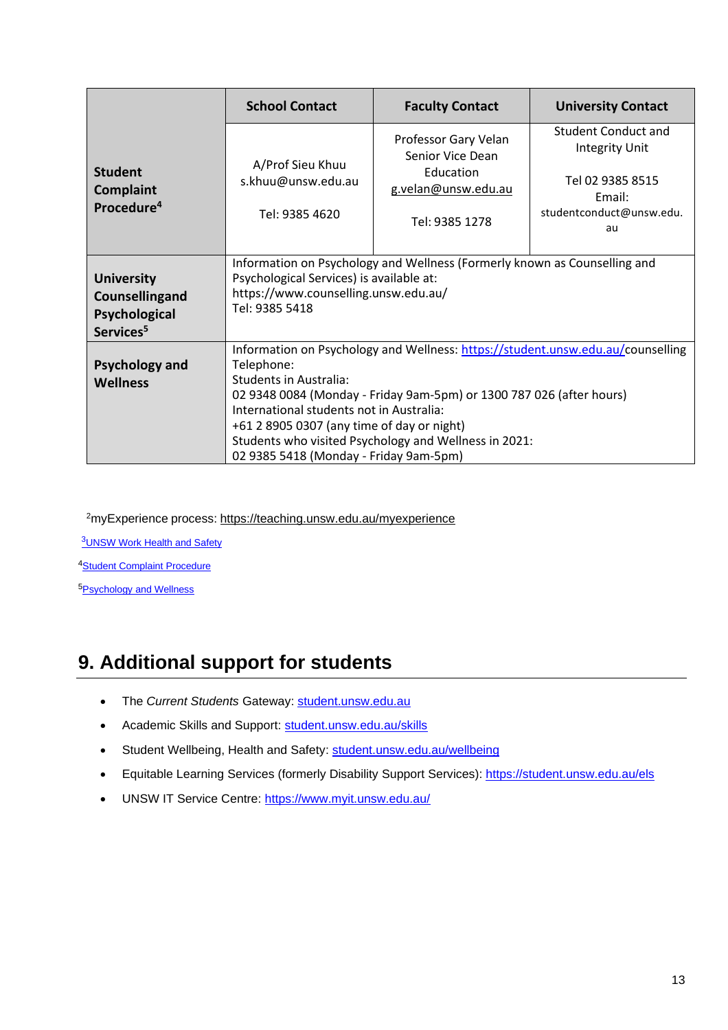| | School Contact | Faculty Contact | University Contact |
|---|---|---|---|
| **Student Complaint Procedure**[4] | A/Prof Sieu Khuu<br>s.khuu@unsw.edu.au<br><br>Tel: 9385 4620 | Professor Gary Velan<br>Senior Vice Dean Education<br>g.velan@unsw.edu.au<br><br>Tel: 9385 1278 | Student Conduct and Integrity Unit<br><br>Tel 02 9385 8515<br>Email: studentconduct@unsw.edu.au |
| **University Counsellingand Psychological Services**[5] | Information on Psychology and Wellness (Formerly known as Counselling and Psychological Services) is available at:<br>https://www.counselling.unsw.edu.au/<br>Tel: 9385 5418 | | |
| **Psychology and Wellness** | Information on Psychology and Wellness: https://student.unsw.edu.au/counselling<br>Telephone:<br>Students in Australia:<br>02 9348 0084 (Monday - Friday 9am-5pm) or 1300 787 026 (after hours)<br>International students not in Australia:<br>+61 2 8905 0307 (any time of day or night)<br>Students who visited Psychology and Wellness in 2021:<br>02 9385 5418 (Monday - Friday 9am-5pm) | | |

[2]myExperience process: https://teaching.unsw.edu.au/myexperience

[3]UNSW Work Health and Safety

[4]Student Complaint Procedure

[5]Psychology and Wellness

## 9. Additional support for students

- The *Current Students* Gateway: student.unsw.edu.au
- Academic Skills and Support: student.unsw.edu.au/skills
- Student Wellbeing, Health and Safety: student.unsw.edu.au/wellbeing
- Equitable Learning Services (formerly Disability Support Services): https://student.unsw.edu.au/els
- UNSW IT Service Centre: https://www.myit.unsw.edu.au/